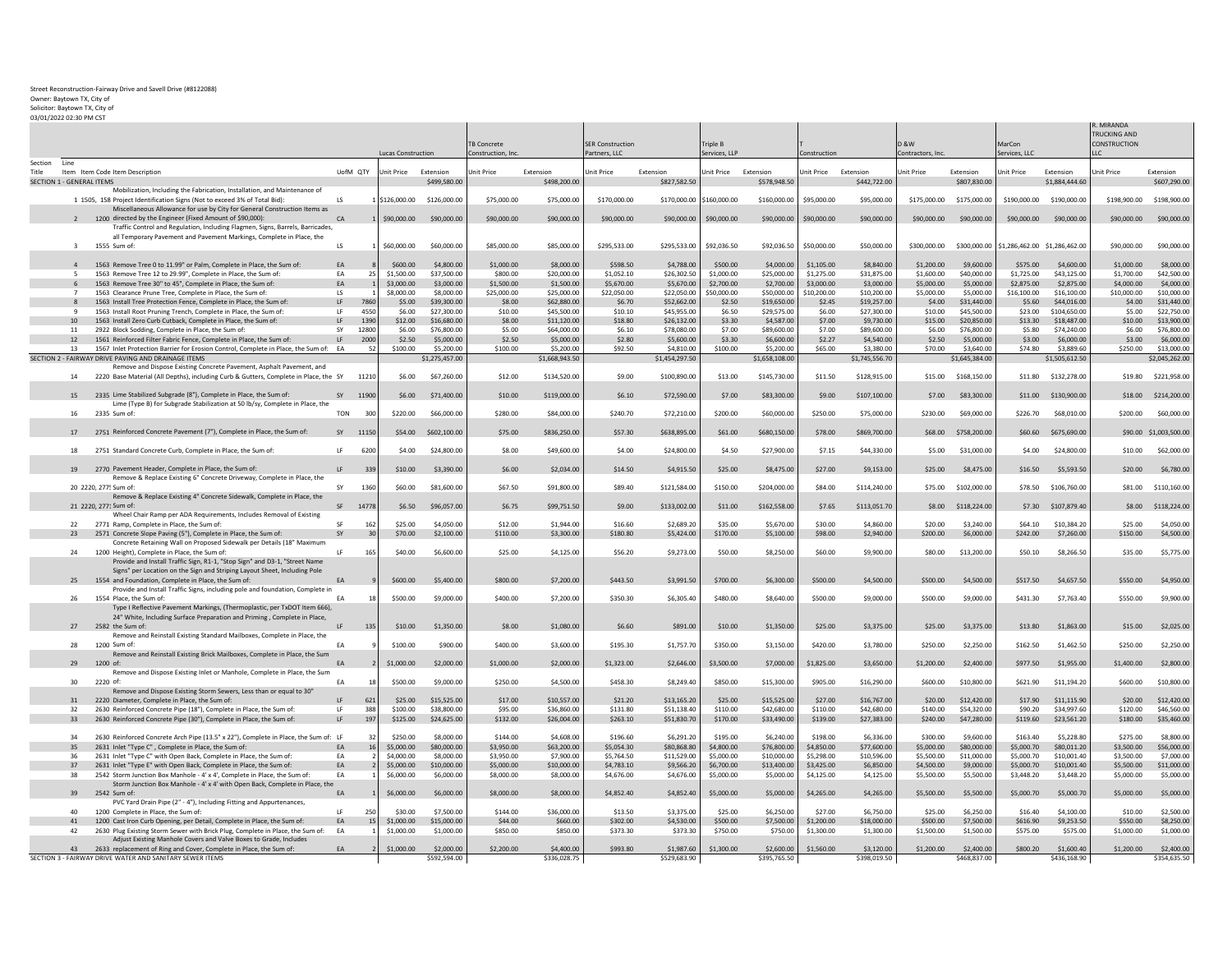Street Reconstruction-Fairway Drive and Savell Drive (#8122088)
Owner: Baytown TX, City of
Solicitor: Baytown TX, City of
03/01/2022 02:30 PM CST

| Section Title | Line Item | Item Code | Item Description | UofM | QTY | Lucas Construction Unit Price | Lucas Construction Extension | TB Concrete Construction, Inc. Unit Price | TB Concrete Construction, Inc. Extension | SER Construction Partners, LLC Unit Price | SER Construction Partners, LLC Extension | Triple B Services, LLP Unit Price | Triple B Services, LLP Extension | T Construction Unit Price | T Construction Extension | D &W Contractors, Inc. Unit Price | D &W Contractors, Inc. Extension | MarCon Services, LLC Unit Price | MarCon Services, LLC Extension | R. MIRANDA TRUCKING AND CONSTRUCTION LLC Unit Price | R. MIRANDA TRUCKING AND CONSTRUCTION LLC Extension |
|---|---|---|---|---|---|---|---|---|---|---|---|---|---|---|---|---|---|---|---|---|---|
| SECTION 1 - GENERAL ITEMS | | | | | | | $499,580.00 | | $498,200.00 | | $827,582.50 | | $578,948.50 | | $442,722.00 | | $807,830.00 | | $1,884,444.60 | | $607,290.00 |
| | 1 | 1505, 158 | Mobilization, Including the Fabrication, Installation, and Maintenance of Project Identification Signs (Not to exceed 3% of Total Bid): | LS | 1 | $126,000.00 | $126,000.00 | $75,000.00 | $75,000.00 | $170,000.00 | $170,000.00 | $160,000.00 | $160,000.00 | $95,000.00 | $95,000.00 | $175,000.00 | $175,000.00 | $190,000.00 | $190,000.00 | $198,900.00 | $198,900.00 |
| | 2 | 1200 | Miscellaneous Allowance for use by City for General Construction Items as directed by the Engineer (Fixed Amount of $90,000): | CA | 1 | $90,000.00 | $90,000.00 | $90,000.00 | $90,000.00 | $90,000.00 | $90,000.00 | $90,000.00 | $90,000.00 | $90,000.00 | $90,000.00 | $90,000.00 | $90,000.00 | $90,000.00 | $90,000.00 | $90,000.00 | $90,000.00 |
| | 3 | 1555 | Traffic Control and Regulation, Including Flagmen, Signs, Barrels, Barricades, all Temporary Pavement and Pavement Markings, Complete in Place, the Sum of: | LS | 1 | $60,000.00 | $60,000.00 | $85,000.00 | $85,000.00 | $295,533.00 | $295,533.00 | $92,036.50 | $92,036.50 | $50,000.00 | $50,000.00 | $300,000.00 | $300,000.00 | $1,286,462.00 | $1,286,462.00 | $90,000.00 | $90,000.00 |
| | 4 | 1563 | Remove Tree 0 to 11.99" or Palm, Complete in Place, the Sum of: | EA | 8 | $600.00 | $4,800.00 | $1,000.00 | $8,000.00 | $598.50 | $4,788.00 | $500.00 | $4,000.00 | $1,105.00 | $8,840.00 | $1,200.00 | $9,600.00 | $575.00 | $4,600.00 | $1,000.00 | $8,000.00 |
| | 5 | 1563 | Remove Tree 12 to 29.99", Complete in Place, the Sum of: | EA | 25 | $1,500.00 | $37,500.00 | $800.00 | $20,000.00 | $1,052.10 | $26,302.50 | $1,000.00 | $25,000.00 | $1,275.00 | $31,875.00 | $1,600.00 | $40,000.00 | $1,725.00 | $43,125.00 | $1,700.00 | $42,500.00 |
| | 6 | 1563 | Remove Tree 30" to 45", Complete in Place, the Sum of: | EA | 1 | $3,000.00 | $3,000.00 | $1,500.00 | $1,500.00 | $5,670.00 | $5,670.00 | $2,700.00 | $2,700.00 | $3,000.00 | $3,000.00 | $5,000.00 | $5,000.00 | $2,875.00 | $2,875.00 | $4,000.00 | $4,000.00 |
| | 7 | 1563 | Clearance Prune Tree, Complete in Place, the Sum of: | LS | 1 | $8,000.00 | $8,000.00 | $25,000.00 | $25,000.00 | $22,050.00 | $22,050.00 | $50,000.00 | $50,000.00 | $10,200.00 | $10,200.00 | $5,000.00 | $5,000.00 | $16,100.00 | $16,100.00 | $10,000.00 | $10,000.00 |
| | 8 | 1563 | Install Tree Protection Fence, Complete in Place, the Sum of: | LF | 7860 | $5.00 | $39,300.00 | $8.00 | $62,880.00 | $6.70 | $52,662.00 | $2.50 | $19,650.00 | $2.45 | $19,257.00 | $4.00 | $31,440.00 | $5.60 | $44,016.00 | $4.00 | $31,440.00 |
| | 9 | 1563 | Install Root Pruning Trench, Complete in Place, the Sum of: | LF | 4550 | $6.00 | $27,300.00 | $10.00 | $45,500.00 | $10.10 | $45,955.00 | $6.50 | $29,575.00 | $6.00 | $27,300.00 | $10.00 | $45,500.00 | $23.00 | $104,650.00 | $5.00 | $22,750.00 |
| | 10 | 1563 | Install Zero Curb Cutback, Complete in Place, the Sum of: | LF | 1390 | $12.00 | $16,680.00 | $8.00 | $11,120.00 | $18.80 | $26,132.00 | $3.30 | $4,587.00 | $7.00 | $9,730.00 | $15.00 | $20,850.00 | $13.30 | $18,487.00 | $10.00 | $13,900.00 |
| | 11 | 2922 | Block Sodding, Complete in Place, the Sum of: | SY | 12800 | $6.00 | $76,800.00 | $5.00 | $64,000.00 | $6.10 | $78,080.00 | $7.00 | $89,600.00 | $7.00 | $89,600.00 | $6.00 | $76,800.00 | $5.80 | $74,240.00 | $6.00 | $76,800.00 |
| | 12 | 1561 | Reinforced Filter Fabric Fence, Complete in Place, the Sum of: | LF | 2000 | $2.50 | $5,000.00 | $2.50 | $5,000.00 | $2.80 | $5,600.00 | $3.30 | $6,600.00 | $2.27 | $4,540.00 | $2.50 | $5,000.00 | $3.00 | $6,000.00 | $3.00 | $6,000.00 |
| | 13 | 1567 | Inlet Protection Barrier for Erosion Control, Complete in Place, the Sum of: | EA | 52 | $100.00 | $5,200.00 | $100.00 | $5,200.00 | $92.50 | $4,810.00 | $100.00 | $5,200.00 | $65.00 | $3,380.00 | $70.00 | $3,640.00 | $74.80 | $3,889.60 | $250.00 | $13,000.00 |
| SECTION 2 - FAIRWAY DRIVE PAVING AND DRAINAGE ITEMS | | | | | | | $1,275,457.00 | | $1,668,943.50 | | $1,454,297.50 | | $1,658,108.00 | | $1,745,556.70 | | $1,645,384.00 | | $1,505,612.50 | | $2,045,262.00 |
| | 14 | 2220 | Remove and Dispose Existing Concrete Pavement, Asphalt Pavement, and Base Material (All Depths), including Curb & Gutters, Complete in Place, the Sum of: | SY | 11210 | $6.00 | $67,260.00 | $12.00 | $134,520.00 | $9.00 | $100,890.00 | $13.00 | $145,730.00 | $11.50 | $128,915.00 | $15.00 | $168,150.00 | $11.80 | $132,278.00 | $19.80 | $221,958.00 |
| | 15 | 2335 | Lime Stabilized Subgrade (8"), Complete in Place, the Sum of: | SY | 11900 | $6.00 | $71,400.00 | $10.00 | $119,000.00 | $6.10 | $72,590.00 | $7.00 | $83,300.00 | $9.00 | $107,100.00 | $7.00 | $83,300.00 | $11.00 | $130,900.00 | $18.00 | $214,200.00 |
| | 16 | 2335 | Lime (Type B) for Subgrade Stabilization at 50 lb/sy, Complete in Place, the Sum of: | TON | 300 | $220.00 | $66,000.00 | $280.00 | $84,000.00 | $240.70 | $72,210.00 | $200.00 | $60,000.00 | $250.00 | $75,000.00 | $230.00 | $69,000.00 | $226.70 | $68,010.00 | $200.00 | $60,000.00 |
| | 17 | 2751 | Reinforced Concrete Pavement (7"), Complete in Place, the Sum of: | SY | 11150 | $54.00 | $602,100.00 | $75.00 | $836,250.00 | $57.30 | $638,895.00 | $61.00 | $680,150.00 | $78.00 | $869,700.00 | $68.00 | $758,200.00 | $60.60 | $675,690.00 | $90.00 | $1,003,500.00 |
| | 18 | 2751 | Standard Concrete Curb, Complete in Place, the Sum of: | LF | 6200 | $4.00 | $24,800.00 | $8.00 | $49,600.00 | $4.00 | $24,800.00 | $4.50 | $27,900.00 | $7.15 | $44,330.00 | $5.00 | $31,000.00 | $4.00 | $24,800.00 | $10.00 | $62,000.00 |
| | 19 | 2770 | Pavement Header, Complete in Place, the Sum of: | LF | 339 | $10.00 | $3,390.00 | $6.00 | $2,034.00 | $14.50 | $4,915.50 | $25.00 | $8,475.00 | $27.00 | $9,153.00 | $25.00 | $8,475.00 | $16.50 | $5,593.50 | $20.00 | $6,780.00 |
| | 20 | 2220, 2775 | Remove & Replace Existing 6" Concrete Driveway, Complete in Place, the Sum of: | SY | 1360 | $60.00 | $81,600.00 | $67.50 | $91,800.00 | $89.40 | $121,584.00 | $150.00 | $204,000.00 | $84.00 | $114,240.00 | $75.00 | $102,000.00 | $78.50 | $106,760.00 | $81.00 | $110,160.00 |
| | 21 | 2220, 2775 | Remove & Replace Existing 4" Concrete Sidewalk, Complete in Place, the Sum of: | SF | 14778 | $6.50 | $96,057.00 | $6.75 | $99,751.50 | $9.00 | $133,002.00 | $11.00 | $162,558.00 | $7.65 | $113,051.70 | $8.00 | $118,224.00 | $7.30 | $107,879.40 | $8.00 | $118,224.00 |
| | 22 | 2771 | Wheel Chair Ramp per ADA Requirements, Includes Removal of Existing Ramp, Complete in Place, the Sum of: | SF | 162 | $25.00 | $4,050.00 | $12.00 | $1,944.00 | $16.60 | $2,689.20 | $35.00 | $5,670.00 | $30.00 | $4,860.00 | $20.00 | $3,240.00 | $64.10 | $10,384.20 | $25.00 | $4,050.00 |
| | 23 | 2571 | Concrete Slope Paving (5"), Complete in Place, the Sum of: | SY | 30 | $70.00 | $2,100.00 | $110.00 | $3,300.00 | $180.80 | $5,424.00 | $170.00 | $5,100.00 | $98.00 | $2,940.00 | $200.00 | $6,000.00 | $242.00 | $7,260.00 | $150.00 | $4,500.00 |
| | 24 | 1200 | Concrete Retaining Wall on Proposed Sidewalk per Details (18" Maximum Height), Complete in Place, the Sum of: | LF | 165 | $40.00 | $6,600.00 | $25.00 | $4,125.00 | $56.20 | $9,273.00 | $50.00 | $8,250.00 | $60.00 | $9,900.00 | $80.00 | $13,200.00 | $50.10 | $8,266.50 | $35.00 | $5,775.00 |
| | 25 | 1554 | Provide and Install Traffic Sign, R1-1, "Stop Sign" and D3-1, "Street Name Signs" per Location on the Sign and Striping Layout Sheet, Including Pole and Foundation, Complete in Place, the Sum of: | EA | 9 | $600.00 | $5,400.00 | $800.00 | $7,200.00 | $443.50 | $3,991.50 | $700.00 | $6,300.00 | $500.00 | $4,500.00 | $500.00 | $4,500.00 | $517.50 | $4,657.50 | $550.00 | $4,950.00 |
| | 26 | 1554 | Provide and Install Traffic Signs, including pole and foundation, Complete in Place, the Sum of: | EA | 18 | $500.00 | $9,000.00 | $400.00 | $7,200.00 | $350.30 | $6,305.40 | $480.00 | $8,640.00 | $500.00 | $9,000.00 | $500.00 | $9,000.00 | $431.30 | $7,763.40 | $550.00 | $9,900.00 |
| | 27 | 2582 | Type I Reflective Pavement Markings, (Thermoplastic, per TxDOT Item 666), 24" White, Including Surface Preparation and Priming , Complete in Place, the Sum of: | LF | 135 | $10.00 | $1,350.00 | $8.00 | $1,080.00 | $6.60 | $891.00 | $10.00 | $1,350.00 | $25.00 | $3,375.00 | $25.00 | $3,375.00 | $13.80 | $1,863.00 | $15.00 | $2,025.00 |
| | 28 | 1200 | Remove and Reinstall Existing Standard Mailboxes, Complete in Place, the Sum of: | EA | 9 | $100.00 | $900.00 | $400.00 | $3,600.00 | $195.30 | $1,757.70 | $350.00 | $3,150.00 | $420.00 | $3,780.00 | $250.00 | $2,250.00 | $162.50 | $1,462.50 | $250.00 | $2,250.00 |
| | 29 | 1200 | Remove and Reinstall Existing Brick Mailboxes, Complete in Place, the Sum of: | EA | 2 | $1,000.00 | $2,000.00 | $1,000.00 | $2,000.00 | $1,323.00 | $2,646.00 | $3,500.00 | $7,000.00 | $1,825.00 | $3,650.00 | $1,200.00 | $2,400.00 | $977.50 | $1,955.00 | $1,400.00 | $2,800.00 |
| | 30 | 2220 | Remove and Dispose Existing Inlet or Manhole, Complete in Place, the Sum of: | EA | 18 | $500.00 | $9,000.00 | $250.00 | $4,500.00 | $458.30 | $8,249.40 | $850.00 | $15,300.00 | $905.00 | $16,290.00 | $600.00 | $10,800.00 | $621.90 | $11,194.20 | $600.00 | $10,800.00 |
| | 31 | 2220 | Remove and Dispose Existing Storm Sewers, Less than or equal to 30" Diameter, Complete in Place, the Sum of: | LF | 621 | $25.00 | $15,525.00 | $17.00 | $10,557.00 | $21.20 | $13,165.20 | $25.00 | $15,525.00 | $27.00 | $16,767.00 | $20.00 | $12,420.00 | $17.90 | $11,115.90 | $20.00 | $12,420.00 |
| | 32 | 2630 | Reinforced Concrete Pipe (18"), Complete in Place, the Sum of: | LF | 388 | $100.00 | $38,800.00 | $95.00 | $36,860.00 | $131.80 | $51,138.40 | $110.00 | $42,680.00 | $110.00 | $42,680.00 | $140.00 | $54,320.00 | $90.20 | $34,997.60 | $120.00 | $46,560.00 |
| | 33 | 2630 | Reinforced Concrete Pipe (30"), Complete in Place, the Sum of: | LF | 197 | $125.00 | $24,625.00 | $132.00 | $26,004.00 | $263.10 | $51,830.70 | $170.00 | $33,490.00 | $139.00 | $27,383.00 | $240.00 | $47,280.00 | $119.60 | $23,561.20 | $180.00 | $35,460.00 |
| | 34 | 2630 | Reinforced Concrete Arch Pipe (13.5" x 22"), Complete in Place, the Sum of: | LF | 32 | $250.00 | $8,000.00 | $144.00 | $4,608.00 | $196.60 | $6,291.20 | $195.00 | $6,240.00 | $198.00 | $6,336.00 | $300.00 | $9,600.00 | $163.40 | $5,228.80 | $275.00 | $8,800.00 |
| | 35 | 2631 | Inlet "Type C" , Complete in Place, the Sum of: | EA | 16 | $5,000.00 | $80,000.00 | $3,950.00 | $63,200.00 | $5,054.30 | $80,868.80 | $4,800.00 | $76,800.00 | $4,850.00 | $77,600.00 | $5,000.00 | $80,000.00 | $5,000.70 | $80,011.20 | $3,500.00 | $56,000.00 |
| | 36 | 2631 | Inlet "Type C" with Open Back, Complete in Place, the Sum of: | EA | 2 | $4,000.00 | $8,000.00 | $3,950.00 | $7,900.00 | $5,764.50 | $11,529.00 | $5,000.00 | $10,000.00 | $5,298.00 | $10,596.00 | $5,500.00 | $11,000.00 | $5,000.70 | $10,001.40 | $3,500.00 | $7,000.00 |
| | 37 | 2631 | Inlet "Type E" with Open Back, Complete in Place, the Sum of: | EA | 2 | $5,000.00 | $10,000.00 | $5,000.00 | $10,000.00 | $4,783.10 | $9,566.20 | $6,700.00 | $13,400.00 | $3,425.00 | $6,850.00 | $4,500.00 | $9,000.00 | $5,000.70 | $10,001.40 | $5,500.00 | $11,000.00 |
| | 38 | 2542 | Storm Junction Box Manhole - 4' x 4', Complete in Place, the Sum of: | EA | 1 | $6,000.00 | $6,000.00 | $8,000.00 | $8,000.00 | $4,676.00 | $4,676.00 | $5,000.00 | $5,000.00 | $4,125.00 | $4,125.00 | $5,500.00 | $5,500.00 | $3,448.20 | $3,448.20 | $5,000.00 | $5,000.00 |
| | 39 | 2542 | Storm Junction Box Manhole - 4' x 4' with Open Back, Complete in Place, the Sum of: | EA | 1 | $6,000.00 | $6,000.00 | $8,000.00 | $8,000.00 | $4,852.40 | $4,852.40 | $5,000.00 | $5,000.00 | $4,265.00 | $4,265.00 | $5,500.00 | $5,500.00 | $5,000.70 | $5,000.70 | $5,000.00 | $5,000.00 |
| | 40 | 1200 | PVC Yard Drain Pipe (2" - 4"), Including Fitting and Appurtenances, Complete in Place, the Sum of: | LF | 250 | $30.00 | $7,500.00 | $144.00 | $36,000.00 | $13.50 | $3,375.00 | $25.00 | $6,250.00 | $27.00 | $6,750.00 | $25.00 | $6,250.00 | $16.40 | $4,100.00 | $10.00 | $2,500.00 |
| | 41 | 1200 | Cast Iron Curb Opening, per Detail, Complete in Place, the Sum of: | EA | 15 | $1,000.00 | $15,000.00 | $44.00 | $660.00 | $302.00 | $4,530.00 | $500.00 | $7,500.00 | $1,200.00 | $18,000.00 | $500.00 | $7,500.00 | $616.90 | $9,253.50 | $550.00 | $8,250.00 |
| | 42 | 2630 | Plug Existing Storm Sewer with Brick Plug, Complete in Place, the Sum of: | EA | 1 | $1,000.00 | $1,000.00 | $850.00 | $850.00 | $373.30 | $373.30 | $750.00 | $750.00 | $1,300.00 | $1,300.00 | $1,500.00 | $1,500.00 | $575.00 | $575.00 | $1,000.00 | $1,000.00 |
| | 43 | 2633 | Adjust Existing Manhole Covers and Valve Boxes to Grade, Includes replacement of Ring and Cover, Complete in Place, the Sum of: | EA | 2 | $1,000.00 | $2,000.00 | $2,200.00 | $4,400.00 | $993.80 | $1,987.60 | $1,300.00 | $2,600.00 | $1,560.00 | $3,120.00 | $1,200.00 | $2,400.00 | $800.20 | $1,600.40 | $1,200.00 | $2,400.00 |
| SECTION 3 - FAIRWAY DRIVE WATER AND SANITARY SEWER ITEMS | | | | | | | $592,594.00 | | $336,028.75 | | $529,683.90 | | $395,765.50 | | $398,019.50 | | $468,837.00 | | $436,168.90 | | $354,635.50 |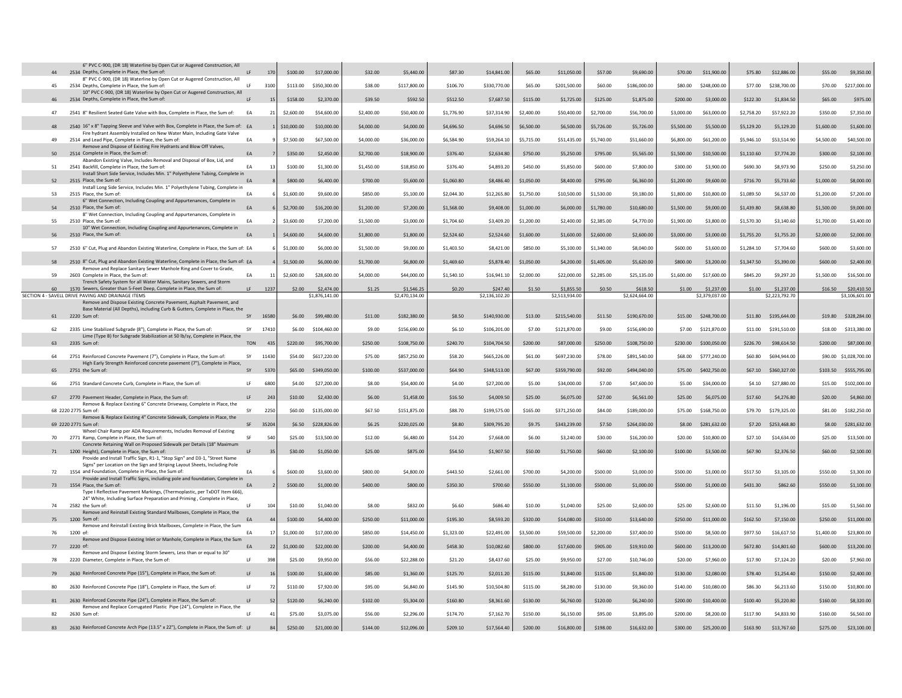| | | | | | | | | | | | | | | | | | | | | | |
|---|---|---|---|---|---|---|---|---|---|---|---|---|---|---|---|---|---|---|---|---|---|
| 44 | 2534 | 6" PVC C-900, (DR 18) Waterline by Open Cut or Augered Construction, All Depths, Complete in Place, the Sum of: | LF | 170 | $100.00 | $17,000.00 | $32.00 | $5,440.00 | $87.30 | $14,841.00 | $65.00 | $11,050.00 | $57.00 | $9,690.00 | $70.00 | $11,900.00 | $75.80 | $12,886.00 | $55.00 | $9,350.00 |
| 45 | 2534 | 8" PVC C-900, (DR 18) Waterline by Open Cut or Augered Construction, All Depths, Complete in Place, the Sum of: | LF | 3100 | $113.00 | $350,300.00 | $38.00 | $117,800.00 | $106.70 | $330,770.00 | $65.00 | $201,500.00 | $60.00 | $186,000.00 | $80.00 | $248,000.00 | $77.00 | $238,700.00 | $70.00 | $217,000.00 |
| 46 | 2534 | 10" PVC C-900, (DR 18) Waterline by Open Cut or Augered Construction, All Depths, Complete in Place, the Sum of: | LF | 15 | $158.00 | $2,370.00 | $39.50 | $592.50 | $512.50 | $7,687.50 | $115.00 | $1,725.00 | $125.00 | $1,875.00 | $200.00 | $3,000.00 | $122.30 | $1,834.50 | $65.00 | $975.00 |
| 47 | 2541 | 8" Resilient Seated Gate Valve with Box, Complete in Place, the Sum of: | EA | 21 | $2,600.00 | $54,600.00 | $2,400.00 | $50,400.00 | $1,776.90 | $37,314.90 | $2,400.00 | $50,400.00 | $2,700.00 | $56,700.00 | $3,000.00 | $63,000.00 | $2,758.20 | $57,922.20 | $350.00 | $7,350.00 |
| 48 | 2540 | 16" x 8" Tapping Sleeve and Valve with Box, Complete in Place, the Sum of: | EA | 1 | $10,000.00 | $10,000.00 | $4,000.00 | $4,000.00 | $4,696.50 | $4,696.50 | $6,500.00 | $6,500.00 | $5,726.00 | $5,726.00 | $5,500.00 | $5,500.00 | $5,129.20 | $5,129.20 | $1,600.00 | $1,600.00 |
| 49 | 2514 | Fire hydrant Assembly Installed on New Water Main, Including Gate Valve and Lead Pipe, Complete in Place, the Sum of: | EA | 9 | $7,500.00 | $67,500.00 | $4,000.00 | $36,000.00 | $6,584.90 | $59,264.10 | $5,715.00 | $51,435.00 | $5,740.00 | $51,660.00 | $6,800.00 | $61,200.00 | $5,946.10 | $53,514.90 | $4,500.00 | $40,500.00 |
| 50 | 2514 | Remove and Dispose of Existing Fire Hydrants and Blow Off Valves, Complete in Place, the Sum of: | EA | 7 | $350.00 | $2,450.00 | $2,700.00 | $18,900.00 | $376.40 | $2,634.80 | $750.00 | $5,250.00 | $795.00 | $5,565.00 | $1,500.00 | $10,500.00 | $1,110.60 | $7,774.20 | $300.00 | $2,100.00 |
| 51 | 2541 | Abandon Existing Valve, Includes Removal and Disposal of Box, Lid, and Backfill, Complete in Place, the Sum of: | EA | 13 | $100.00 | $1,300.00 | $1,450.00 | $18,850.00 | $376.40 | $4,893.20 | $450.00 | $5,850.00 | $600.00 | $7,800.00 | $300.00 | $3,900.00 | $690.30 | $8,973.90 | $250.00 | $3,250.00 |
| 52 | 2515 | Install Short Side Service, Includes Min. 1" Polyethylene Tubing, Complete in Place, the Sum of: | EA | 8 | $800.00 | $6,400.00 | $700.00 | $5,600.00 | $1,060.80 | $8,486.40 | $1,050.00 | $8,400.00 | $795.00 | $6,360.00 | $1,200.00 | $9,600.00 | $716.70 | $5,733.60 | $1,000.00 | $8,000.00 |
| 53 | 2515 | Install Long Side Service, Includes Min. 1" Polyethylene Tubing, Complete in Place, the Sum of: | EA | 6 | $1,600.00 | $9,600.00 | $850.00 | $5,100.00 | $2,044.30 | $12,265.80 | $1,750.00 | $10,500.00 | $1,530.00 | $9,180.00 | $1,800.00 | $10,800.00 | $1,089.50 | $6,537.00 | $1,200.00 | $7,200.00 |
| 54 | 2510 | 6" Wet Connection, Including Coupling and Appurtenances, Complete in Place, the Sum of: | EA | 6 | $2,700.00 | $16,200.00 | $1,200.00 | $7,200.00 | $1,568.00 | $9,408.00 | $1,000.00 | $6,000.00 | $1,780.00 | $10,680.00 | $1,500.00 | $9,000.00 | $1,439.80 | $8,638.80 | $1,500.00 | $9,000.00 |
| 55 | 2510 | 8" Wet Connection, Including Coupling and Appurtenances, Complete in Place, the Sum of: | EA | 2 | $3,600.00 | $7,200.00 | $1,500.00 | $3,000.00 | $1,704.60 | $3,409.20 | $1,200.00 | $2,400.00 | $2,385.00 | $4,770.00 | $1,900.00 | $3,800.00 | $1,570.30 | $3,140.60 | $1,700.00 | $3,400.00 |
| 56 | 2510 | 10" Wet Connection, Including Coupling and Appurtenances, Complete in Place, the Sum of: | EA | 1 | $4,600.00 | $4,600.00 | $1,800.00 | $1,800.00 | $2,524.60 | $2,524.60 | $1,600.00 | $1,600.00 | $2,600.00 | $2,600.00 | $3,000.00 | $3,000.00 | $1,755.20 | $1,755.20 | $2,000.00 | $2,000.00 |
| 57 | 2510 | 6" Cut, Plug and Abandon Existing Waterline, Complete in Place, the Sum of: | EA | 6 | $1,000.00 | $6,000.00 | $1,500.00 | $9,000.00 | $1,403.50 | $8,421.00 | $850.00 | $5,100.00 | $1,340.00 | $8,040.00 | $600.00 | $3,600.00 | $1,284.10 | $7,704.60 | $600.00 | $3,600.00 |
| 58 | 2510 | 8" Cut, Plug and Abandon Existing Waterline, Complete in Place, the Sum of: | EA | 4 | $1,500.00 | $6,000.00 | $1,700.00 | $6,800.00 | $1,469.60 | $5,878.40 | $1,050.00 | $4,200.00 | $1,405.00 | $5,620.00 | $800.00 | $3,200.00 | $1,347.50 | $5,390.00 | $600.00 | $2,400.00 |
| 59 | 2603 | Remove and Replace Sanitary Sewer Manhole Ring and Cover to Grade, Complete in Place, the Sum of: | EA | 11 | $2,600.00 | $28,600.00 | $4,000.00 | $44,000.00 | $1,540.10 | $16,941.10 | $2,000.00 | $22,000.00 | $2,285.00 | $25,135.00 | $1,600.00 | $17,600.00 | $845.20 | $9,297.20 | $1,500.00 | $16,500.00 |
| 60 | 1570 | Trench Safety System for all Water Mains, Sanitary Sewers, and Storm Sewers, Greater than 5-Feet Deep, Complete in Place, the Sum of: | LF | 1237 | $2.00 | $2,474.00 | $1.25 | $1,546.25 | $0.20 | $247.40 | $1.50 | $1,855.50 | $0.50 | $618.50 | $1.00 | $1,237.00 | $1.00 | $1,237.00 | $16.50 | $20,410.50 |
| SECTION 4 - SAVELL DRIVE PAVING AND DRAINAGE ITEMS | | | | | | $1,876,141.00 | | $2,470,134.00 | | $2,136,102.20 | | $2,513,934.00 | | $2,624,664.00 | | $2,379,037.00 | | $2,223,792.70 | | $3,106,601.00 |
| 61 | 2220 | Remove and Dispose Existing Concrete Pavement, Asphalt Pavement, and Base Material (All Depths), including Curb & Gutters, Complete in Place, the Sum of: | SY | 16580 | $6.00 | $99,480.00 | $11.00 | $182,380.00 | $8.50 | $140,930.00 | $13.00 | $215,540.00 | $11.50 | $190,670.00 | $15.00 | $248,700.00 | $11.80 | $195,644.00 | $19.80 | $328,284.00 |
| 62 | 2335 | Lime Stabilized Subgrade (8"), Complete in Place, the Sum of: | SY | 17410 | $6.00 | $104,460.00 | $9.00 | $156,690.00 | $6.10 | $106,201.00 | $7.00 | $121,870.00 | $9.00 | $156,690.00 | $7.00 | $121,870.00 | $11.00 | $191,510.00 | $18.00 | $313,380.00 |
| 63 | 2335 | Lime (Type B) for Subgrade Stabilization at 50 lb/sy, Complete in Place, the Sum of: | TON | 435 | $220.00 | $95,700.00 | $250.00 | $108,750.00 | $240.70 | $104,704.50 | $200.00 | $87,000.00 | $250.00 | $108,750.00 | $230.00 | $100,050.00 | $226.70 | $98,614.50 | $200.00 | $87,000.00 |
| 64 | 2751 | Reinforced Concrete Pavement (7"), Complete in Place, the Sum of: | SY | 11430 | $54.00 | $617,220.00 | $75.00 | $857,250.00 | $58.20 | $665,226.00 | $61.00 | $697,230.00 | $78.00 | $891,540.00 | $68.00 | $777,240.00 | $60.80 | $694,944.00 | $90.00 | $1,028,700.00 |
| 65 | 2751 | High Early Strength Reinforced concrete pavement (7"), Complete in Place, the Sum of: | SY | 5370 | $65.00 | $349,050.00 | $100.00 | $537,000.00 | $64.90 | $348,513.00 | $67.00 | $359,790.00 | $92.00 | $494,040.00 | $75.00 | $402,750.00 | $67.10 | $360,327.00 | $103.50 | $555,795.00 |
| 66 | 2751 | Standard Concrete Curb, Complete in Place, the Sum of: | LF | 6800 | $4.00 | $27,200.00 | $8.00 | $54,400.00 | $4.00 | $27,200.00 | $5.00 | $34,000.00 | $7.00 | $47,600.00 | $5.00 | $34,000.00 | $4.10 | $27,880.00 | $15.00 | $102,000.00 |
| 67 | 2770 | Pavement Header, Complete in Place, the Sum of: | LF | 243 | $10.00 | $2,430.00 | $6.00 | $1,458.00 | $16.50 | $4,009.50 | $25.00 | $6,075.00 | $27.00 | $6,561.00 | $25.00 | $6,075.00 | $17.60 | $4,276.80 | $20.00 | $4,860.00 |
| 68 | 2220 2775 | Remove & Replace Existing 6" Concrete Driveway, Complete in Place, the Sum of: | SY | 2250 | $60.00 | $135,000.00 | $67.50 | $151,875.00 | $88.70 | $199,575.00 | $165.00 | $371,250.00 | $84.00 | $189,000.00 | $75.00 | $168,750.00 | $79.70 | $179,325.00 | $81.00 | $182,250.00 |
| 69 | 2220 2771 | Remove & Replace Existing 4" Concrete Sidewalk, Complete in Place, the Sum of: | SF | 35204 | $6.50 | $228,826.00 | $6.25 | $220,025.00 | $8.80 | $309,795.20 | $9.75 | $343,239.00 | $7.50 | $264,030.00 | $8.00 | $281,632.00 | $7.20 | $253,468.80 | $8.00 | $281,632.00 |
| 70 | 2771 | Wheel Chair Ramp per ADA Requirements, Includes Removal of Existing Ramp, Complete in Place, the Sum of: | SF | 540 | $25.00 | $13,500.00 | $12.00 | $6,480.00 | $14.20 | $7,668.00 | $6.00 | $3,240.00 | $30.00 | $16,200.00 | $20.00 | $10,800.00 | $27.10 | $14,634.00 | $25.00 | $13,500.00 |
| 71 | 1200 | Concrete Retaining Wall on Proposed Sidewalk per Details (18" Maximum Height), Complete in Place, the Sum of: | LF | 35 | $30.00 | $1,050.00 | $25.00 | $875.00 | $54.50 | $1,907.50 | $50.00 | $1,750.00 | $60.00 | $2,100.00 | $100.00 | $3,500.00 | $67.90 | $2,376.50 | $60.00 | $2,100.00 |
| 72 | 1554 | Provide and Install Traffic Sign, R1-1, "Stop Sign" and D3-1, "Street Name Signs" per Location on the Sign and Striping Layout Sheets, Including Pole and Foundation, Complete in Place, the Sum of: | EA | 6 | $600.00 | $3,600.00 | $800.00 | $4,800.00 | $443.50 | $2,661.00 | $700.00 | $4,200.00 | $500.00 | $3,000.00 | $500.00 | $3,000.00 | $517.50 | $3,105.00 | $550.00 | $3,300.00 |
| 73 | 1554 | Provide and Install Traffic Signs, including pole and foundation, Complete in Place, the Sum of: | EA | 2 | $500.00 | $1,000.00 | $400.00 | $800.00 | $350.30 | $700.60 | $550.00 | $1,100.00 | $500.00 | $1,000.00 | $500.00 | $1,000.00 | $431.30 | $862.60 | $550.00 | $1,100.00 |
| 74 | 2582 | Type I Reflective Pavement Markings, (Thermoplastic, per TxDOT Item 666), 24" White, Including Surface Preparation and Priming , Complete in Place, the Sum of: | LF | 104 | $10.00 | $1,040.00 | $8.00 | $832.00 | $6.60 | $686.40 | $10.00 | $1,040.00 | $25.00 | $2,600.00 | $25.00 | $2,600.00 | $11.50 | $1,196.00 | $15.00 | $1,560.00 |
| 75 | 1200 | Remove and Reinstall Existing Standard Mailboxes, Complete in Place, the Sum of: | EA | 44 | $100.00 | $4,400.00 | $250.00 | $11,000.00 | $195.30 | $8,593.20 | $320.00 | $14,080.00 | $310.00 | $13,640.00 | $250.00 | $11,000.00 | $162.50 | $7,150.00 | $250.00 | $11,000.00 |
| 76 | 1200 | Remove and Reinstall Existing Brick Mailboxes, Complete in Place, the Sum of: | EA | 17 | $1,000.00 | $17,000.00 | $850.00 | $14,450.00 | $1,323.00 | $22,491.00 | $3,500.00 | $59,500.00 | $2,200.00 | $37,400.00 | $500.00 | $8,500.00 | $977.50 | $16,617.50 | $1,400.00 | $23,800.00 |
| 77 | 2220 | Remove and Dispose Existing Inlet or Manhole, Complete in Place, the Sum of: | EA | 22 | $1,000.00 | $22,000.00 | $200.00 | $4,400.00 | $458.30 | $10,082.60 | $800.00 | $17,600.00 | $905.00 | $19,910.00 | $600.00 | $13,200.00 | $672.80 | $14,801.60 | $600.00 | $13,200.00 |
| 78 | 2220 | Remove and Dispose Existing Storm Sewers, Less than or equal to 30" Diameter, Complete in Place, the Sum of: | LF | 398 | $25.00 | $9,950.00 | $56.00 | $22,288.00 | $21.20 | $8,437.60 | $25.00 | $9,950.00 | $27.00 | $10,746.00 | $20.00 | $7,960.00 | $17.90 | $7,124.20 | $20.00 | $7,960.00 |
| 79 | 2630 | Reinforced Concrete Pipe (15"), Complete in Place, the Sum of: | LF | 16 | $100.00 | $1,600.00 | $85.00 | $1,360.00 | $125.70 | $2,011.20 | $115.00 | $1,840.00 | $115.00 | $1,840.00 | $130.00 | $2,080.00 | $78.40 | $1,254.40 | $150.00 | $2,400.00 |
| 80 | 2630 | Reinforced Concrete Pipe (18"), Complete in Place, the Sum of: | LF | 72 | $110.00 | $7,920.00 | $95.00 | $6,840.00 | $145.90 | $10,504.80 | $115.00 | $8,280.00 | $130.00 | $9,360.00 | $140.00 | $10,080.00 | $86.30 | $6,213.60 | $150.00 | $10,800.00 |
| 81 | 2630 | Reinforced Concrete Pipe (24"), Complete in Place, the Sum of: | LF | 52 | $120.00 | $6,240.00 | $102.00 | $5,304.00 | $160.80 | $8,361.60 | $130.00 | $6,760.00 | $120.00 | $6,240.00 | $200.00 | $10,400.00 | $100.40 | $5,220.80 | $160.00 | $8,320.00 |
| 82 | 2630 | Remove and Replace Corrugated Plastic Pipe (24"), Complete in Place, the Sum of: | LF | 41 | $75.00 | $3,075.00 | $56.00 | $2,296.00 | $174.70 | $7,162.70 | $150.00 | $6,150.00 | $95.00 | $3,895.00 | $200.00 | $8,200.00 | $117.90 | $4,833.90 | $160.00 | $6,560.00 |
| 83 | 2630 | Reinforced Concrete Arch Pipe (13.5" x 22"), Complete in Place, the Sum of: | LF | 84 | $250.00 | $21,000.00 | $144.00 | $12,096.00 | $209.10 | $17,564.40 | $200.00 | $16,800.00 | $198.00 | $16,632.00 | $300.00 | $25,200.00 | $163.90 | $13,767.60 | $275.00 | $23,100.00 |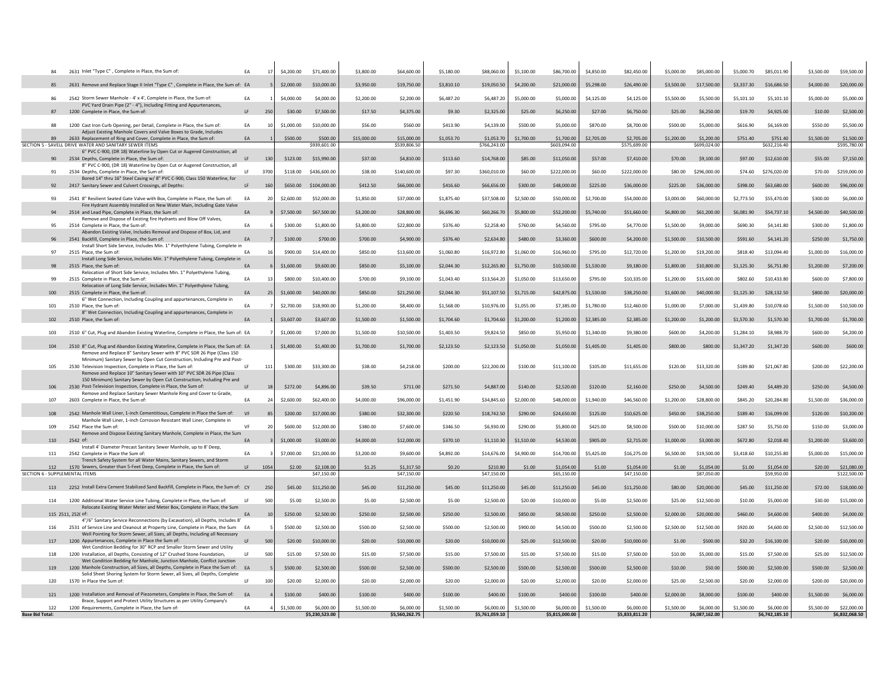| | | | | | | | | | | | | | | | | | | | | | |
|---|---|---|---|---|---|---|---|---|---|---|---|---|---|---|---|---|---|---|---|---|---|
| 84 | 2631 | Inlet "Type C" , Complete in Place, the Sum of: | EA | 17 | $4,200.00 | $71,400.00 | $3,800.00 | $64,600.00 | $5,180.00 | $88,060.00 | $5,100.00 | $86,700.00 | $4,850.00 | $82,450.00 | $5,000.00 | $85,000.00 | $5,000.70 | $85,011.90 | $3,500.00 | $59,500.00 |
| 85 | 2631 | Remove and Replace Stage II Inlet "Type C" , Complete in Place, the Sum of: | EA | 5 | $2,000.00 | $10,000.00 | $3,950.00 | $19,750.00 | $3,810.10 | $19,050.50 | $4,200.00 | $21,000.00 | $5,298.00 | $26,490.00 | $3,500.00 | $17,500.00 | $3,337.30 | $16,686.50 | $4,000.00 | $20,000.00 |
| 86 | 2542 | Storm Sewer Manhole - 4' x 4', Complete in Place, the Sum of: | EA | 1 | $4,000.00 | $4,000.00 | $2,200.00 | $2,200.00 | $6,487.20 | $6,487.20 | $5,000.00 | $5,000.00 | $4,125.00 | $4,125.00 | $5,500.00 | $5,500.00 | $5,101.10 | $5,101.10 | $5,000.00 | $5,000.00 |
| 87 | 1200 | PVC Yard Drain Pipe (2" - 4"), Including Fitting and Appurtenances, Complete in Place, the Sum of: | LF | 250 | $30.00 | $7,500.00 | $17.50 | $4,375.00 | $9.30 | $2,325.00 | $25.00 | $6,250.00 | $27.00 | $6,750.00 | $25.00 | $6,250.00 | $19.70 | $4,925.00 | $10.00 | $2,500.00 |
| 88 | 1200 | Cast Iron Curb Opening, per Detail, Complete in Place, the Sum of: | EA | 10 | $1,000.00 | $10,000.00 | $56.00 | $560.00 | $413.90 | $4,139.00 | $500.00 | $5,000.00 | $870.00 | $8,700.00 | $500.00 | $5,000.00 | $616.90 | $6,169.00 | $550.00 | $5,500.00 |
| 89 | 2633 | Adjust Existing Manhole Covers and Valve Boxes to Grade, Includes Replacement of Ring and Cover, Complete in Place, the Sum of: | EA | 1 | $500.00 | $500.00 | $15,000.00 | $15,000.00 | $1,053.70 | $1,053.70 | $1,700.00 | $1,700.00 | $2,705.00 | $2,705.00 | $1,200.00 | $1,200.00 | $751.40 | $751.40 | $1,500.00 | $1,500.00 |
| SECTION 5 - SAVELL DRIVE WATER AND SANITARY SEWER ITEMS | | | | | | $939,601.00 | | $539,806.50 | | $766,243.00 | | $603,094.00 | | $575,699.00 | | $699,024.00 | | $632,216.40 | | $595,780.00 |
| 90 | 2534 | 6" PVC C-900, (DR 18) Waterline by Open Cut or Augered Construction, all Depths, Complete in Place, the Sum of: | LF | 130 | $123.00 | $15,990.00 | $37.00 | $4,810.00 | $113.60 | $14,768.00 | $85.00 | $11,050.00 | $57.00 | $7,410.00 | $70.00 | $9,100.00 | $97.00 | $12,610.00 | $55.00 | $7,150.00 |
| 91 | 2534 | 8" PVC C-900, (DR 18) Waterline by Open Cut or Augered Construction, all Depths, Complete in Place, the Sum of: | LF | 3700 | $118.00 | $436,600.00 | $38.00 | $140,600.00 | $97.30 | $360,010.00 | $60.00 | $222,000.00 | $60.00 | $222,000.00 | $80.00 | $296,000.00 | $74.60 | $276,020.00 | $70.00 | $259,000.00 |
| 92 | 2417 | Bored 14" thru 16" Steel Casing w/ 8" PVC C-900, Class 150 Waterline, for Sanitary Sewer and Culvert Crossings, all Depths: | LF | 160 | $650.00 | $104,000.00 | $412.50 | $66,000.00 | $416.60 | $66,656.00 | $300.00 | $48,000.00 | $225.00 | $36,000.00 | $225.00 | $36,000.00 | $398.00 | $63,680.00 | $600.00 | $96,000.00 |
| 93 | 2541 | 8" Resilient Seated Gate Valve with Box, Complete in Place, the Sum of: | EA | 20 | $2,600.00 | $52,000.00 | $1,850.00 | $37,000.00 | $1,875.40 | $37,508.00 | $2,500.00 | $50,000.00 | $2,700.00 | $54,000.00 | $3,000.00 | $60,000.00 | $2,773.50 | $55,470.00 | $300.00 | $6,000.00 |
| 94 | 2514 | Fire Hydrant Assembly Installed on New Water Main, Including Gate Valve and Lead Pipe, Complete in Place, the Sum of: | EA | 9 | $7,500.00 | $67,500.00 | $3,200.00 | $28,800.00 | $6,696.30 | $60,266.70 | $5,800.00 | $52,200.00 | $5,740.00 | $51,660.00 | $6,800.00 | $61,200.00 | $6,081.90 | $54,737.10 | $4,500.00 | $40,500.00 |
| 95 | 2514 | Remove and Dispose of Existing fire Hydrants and Blow Off Valves, Complete in Place, the Sum of: | EA | 6 | $300.00 | $1,800.00 | $3,800.00 | $22,800.00 | $376.40 | $2,258.40 | $760.00 | $4,560.00 | $795.00 | $4,770.00 | $1,500.00 | $9,000.00 | $690.30 | $4,141.80 | $300.00 | $1,800.00 |
| 96 | 2541 | Abandon Existing Valve, Includes Removal and Dispose of Box, Lid, and Backfill, Complete in Place, the Sum of: | EA | 7 | $100.00 | $700.00 | $700.00 | $4,900.00 | $376.40 | $2,634.80 | $480.00 | $3,360.00 | $600.00 | $4,200.00 | $1,500.00 | $10,500.00 | $591.60 | $4,141.20 | $250.00 | $1,750.00 |
| 97 | 2515 | Install Short Side Service, Includes Min. 1" Polyethylene Tubing, Complete in Place, the Sum of: | EA | 16 | $900.00 | $14,400.00 | $850.00 | $13,600.00 | $1,060.80 | $16,972.80 | $1,060.00 | $16,960.00 | $795.00 | $12,720.00 | $1,200.00 | $19,200.00 | $818.40 | $13,094.40 | $1,000.00 | $16,000.00 |
| 98 | 2515 | Install Long Side Service, Includes Min. 1" Polyethylene Tubing, Complete in Place, the Sum of: | EA | 6 | $1,600.00 | $9,600.00 | $850.00 | $5,100.00 | $2,044.30 | $12,265.80 | $1,750.00 | $10,500.00 | $1,530.00 | $9,180.00 | $1,800.00 | $10,800.00 | $1,125.30 | $6,751.80 | $1,200.00 | $7,200.00 |
| 99 | 2515 | Relocation of Short Side Service, Includes Min. 1" Polyethylene Tubing, Complete in Place, the Sum of: | EA | 13 | $800.00 | $10,400.00 | $700.00 | $9,100.00 | $1,043.40 | $13,564.20 | $1,050.00 | $13,650.00 | $795.00 | $10,335.00 | $1,200.00 | $15,600.00 | $802.60 | $10,433.80 | $600.00 | $7,800.00 |
| 100 | 2515 | Relocation of Long Side Service, Includes Min. 1" Polyethylene Tubing, Complete in Place, the Sum of: | EA | 25 | $1,600.00 | $40,000.00 | $850.00 | $21,250.00 | $2,044.30 | $51,107.50 | $1,715.00 | $42,875.00 | $1,530.00 | $38,250.00 | $1,600.00 | $40,000.00 | $1,125.30 | $28,132.50 | $800.00 | $20,000.00 |
| 101 | 2510 | 6" Wet Connection, Including Coupling and appurtenances, Complete in Place, the Sum of: | EA | 7 | $2,700.00 | $18,900.00 | $1,200.00 | $8,400.00 | $1,568.00 | $10,976.00 | $1,055.00 | $7,385.00 | $1,780.00 | $12,460.00 | $1,000.00 | $7,000.00 | $1,439.80 | $10,078.60 | $1,500.00 | $10,500.00 |
| 102 | 2510 | 8" Wet Connection, Including Coupling and appurtenances, Complete in Place, the Sum of: | EA | 1 | $3,607.00 | $3,607.00 | $1,500.00 | $1,500.00 | $1,704.60 | $1,704.60 | $1,200.00 | $1,200.00 | $2,385.00 | $2,385.00 | $1,200.00 | $1,200.00 | $1,570.30 | $1,570.30 | $1,700.00 | $1,700.00 |
| 103 | 2510 | 6" Cut, Plug and Abandon Existing Waterline, Complete in Place, the Sum of: | EA | 7 | $1,000.00 | $7,000.00 | $1,500.00 | $10,500.00 | $1,403.50 | $9,824.50 | $850.00 | $5,950.00 | $1,340.00 | $9,380.00 | $600.00 | $4,200.00 | $1,284.10 | $8,988.70 | $600.00 | $4,200.00 |
| 104 | 2510 | 8" Cut, Plug and Abandon Existing Waterline, Complete in Place, the Sum of: | EA | 1 | $1,400.00 | $1,400.00 | $1,700.00 | $1,700.00 | $2,123.50 | $2,123.50 | $1,050.00 | $1,050.00 | $1,405.00 | $1,405.00 | $800.00 | $800.00 | $1,347.20 | $1,347.20 | $600.00 | $600.00 |
| 105 | 2530 | Remove and Replace 8" Sanitary Sewer with 8" PVC SDR 26 Pipe (Class 150 Minimum) Sanitary Sewer by Open Cut Construction, Including Pre and Post-Television Inspection, Complete in Place, the Sum of: | LF | 111 | $300.00 | $33,300.00 | $38.00 | $4,218.00 | $200.00 | $22,200.00 | $100.00 | $11,100.00 | $105.00 | $11,655.00 | $120.00 | $13,320.00 | $189.80 | $21,067.80 | $200.00 | $22,200.00 |
| 106 | 2530 | Remove and Replace 10" Sanitary Sewer with 10" PVC SDR 26 Pipe (Class 150 Minimum) Sanitary Sewer by Open Cut Construction, Including Pre and Post-Television Inspection, Complete in Place, the Sum of: | LF | 18 | $272.00 | $4,896.00 | $39.50 | $711.00 | $271.50 | $4,887.00 | $140.00 | $2,520.00 | $120.00 | $2,160.00 | $250.00 | $4,500.00 | $249.40 | $4,489.20 | $250.00 | $4,500.00 |
| 107 | 2603 | Remove and Replace Sanitary Sewer Manhole Ring and Cover to Grade, Complete in Place, the Sum of: | EA | 24 | $2,600.00 | $62,400.00 | $4,000.00 | $96,000.00 | $1,451.90 | $34,845.60 | $2,000.00 | $48,000.00 | $1,940.00 | $46,560.00 | $1,200.00 | $28,800.00 | $845.20 | $20,284.80 | $1,500.00 | $36,000.00 |
| 108 | 2542 | Manhole Wall Liner, 1-inch Cementitious, Complete in Place the Sum of: | VF | 85 | $200.00 | $17,000.00 | $380.00 | $32,300.00 | $220.50 | $18,742.50 | $290.00 | $24,650.00 | $125.00 | $10,625.00 | $450.00 | $38,250.00 | $189.40 | $16,099.00 | $120.00 | $10,200.00 |
| 109 | 2542 | Manhole Wall Liner, 1-inch Corrosion Resistant Wall Liner, Complete in Place the Sum of: | VF | 20 | $600.00 | $12,000.00 | $380.00 | $7,600.00 | $346.50 | $6,930.00 | $290.00 | $5,800.00 | $425.00 | $8,500.00 | $500.00 | $10,000.00 | $287.50 | $5,750.00 | $150.00 | $3,000.00 |
| 110 | 2542 | Remove and Dispose Existing Sanitary Manhole, Complete in Place, the Sum of: | EA | 3 | $1,000.00 | $3,000.00 | $4,000.00 | $12,000.00 | $370.10 | $1,110.30 | $1,510.00 | $4,530.00 | $905.00 | $2,715.00 | $1,000.00 | $3,000.00 | $672.80 | $2,018.40 | $1,200.00 | $3,600.00 |
| 111 | 2542 | Install 4' Diameter Precast Sanitary Sewer Manhole, up to 8' Deep, Complete in Place the Sum of: | EA | 3 | $7,000.00 | $21,000.00 | $3,200.00 | $9,600.00 | $4,892.00 | $14,676.00 | $4,900.00 | $14,700.00 | $5,425.00 | $16,275.00 | $6,500.00 | $19,500.00 | $3,418.60 | $10,255.80 | $5,000.00 | $15,000.00 |
| 112 | 1570 | Trench Safety System for all Water Mains, Sanitary Sewers, and Storm Sewers, Greater than 5-Feet Deep, Complete in Place, the Sum of: | LF | 1054 | $2.00 | $2,108.00 | $1.25 | $1,317.50 | $0.20 | $210.80 | $1.00 | $1,054.00 | $1.00 | $1,054.00 | $1.00 | $1,054.00 | $1.00 | $1,054.00 | $20.00 | $21,080.00 |
| SECTION 6 - SUPPLEMENTAL ITEMS | | | | | | $47,150.00 | | $47,150.00 | | $47,150.00 | | $65,150.00 | | $47,150.00 | | $87,050.00 | | $59,950.00 | | $122,500.00 |
| 113 | 2252 | Install Extra Cement Stabilized Sand Backfill, Complete in Place, the Sum of: | CY | 250 | $45.00 | $11,250.00 | $45.00 | $11,250.00 | $45.00 | $11,250.00 | $45.00 | $11,250.00 | $45.00 | $11,250.00 | $80.00 | $20,000.00 | $45.00 | $11,250.00 | $72.00 | $18,000.00 |
| 114 | 1200 | Additional Water Service Line Tubing, Complete in Place, the Sum of: | LF | 500 | $5.00 | $2,500.00 | $5.00 | $2,500.00 | $5.00 | $2,500.00 | $20.00 | $10,000.00 | $5.00 | $2,500.00 | $25.00 | $12,500.00 | $10.00 | $5,000.00 | $30.00 | $15,000.00 |
| 115 | 2511, 252( | Relocate Existing Water Meter and Meter Box, Complete in Place, the Sum of: | EA | 10 | $250.00 | $2,500.00 | $250.00 | $2,500.00 | $250.00 | $2,500.00 | $850.00 | $8,500.00 | $250.00 | $2,500.00 | $2,000.00 | $20,000.00 | $460.00 | $4,600.00 | $400.00 | $4,000.00 |
| 116 | 2531 | 4"/6" Sanitary Service Reconnections (by Excavation), all Depths, Includes 8' of Service Line and Cleanout at Property Line, Complete in Place, the Sum | EA | 5 | $500.00 | $2,500.00 | $500.00 | $2,500.00 | $500.00 | $2,500.00 | $900.00 | $4,500.00 | $500.00 | $2,500.00 | $2,500.00 | $12,500.00 | $920.00 | $4,600.00 | $2,500.00 | $12,500.00 |
| 117 | 1200 | Well Pointing for Storm Sewer, all Sizes, all Depths, Including all Necessary Appurtenances, Complete in Place the Sum of: | LF | 500 | $20.00 | $10,000.00 | $20.00 | $10,000.00 | $20.00 | $10,000.00 | $25.00 | $12,500.00 | $20.00 | $10,000.00 | $1.00 | $500.00 | $32.20 | $16,100.00 | $20.00 | $10,000.00 |
| 118 | 1200 | Wet Condition Bedding for 30" RCP and Smaller Storm Sewer and Utility Installation, all Depths, Consisting of 12" Crushed Stone Foundation, | LF | 500 | $15.00 | $7,500.00 | $15.00 | $7,500.00 | $15.00 | $7,500.00 | $15.00 | $7,500.00 | $15.00 | $7,500.00 | $10.00 | $5,000.00 | $15.00 | $7,500.00 | $25.00 | $12,500.00 |
| 119 | 1200 | Wet Condition Bedding for Manhole, Junction Manhole, Conflict Junction Manhole Construction, all Sizes, all Depths, Complete in Place the Sum of: | EA | 5 | $500.00 | $2,500.00 | $500.00 | $2,500.00 | $500.00 | $2,500.00 | $500.00 | $2,500.00 | $500.00 | $2,500.00 | $10.00 | $50.00 | $500.00 | $2,500.00 | $500.00 | $2,500.00 |
| 120 | 1570 | Solid Sheet Shoring System for Storm Sewer, all Sizes, all Depths, Complete in Place the Sum of: | LF | 100 | $20.00 | $2,000.00 | $20.00 | $2,000.00 | $20.00 | $2,000.00 | $20.00 | $2,000.00 | $20.00 | $2,000.00 | $25.00 | $2,500.00 | $20.00 | $2,000.00 | $200.00 | $20,000.00 |
| 121 | 1200 | Installation and Removal of Piezometers, Complete in Place, the Sum of: | EA | 4 | $100.00 | $400.00 | $100.00 | $400.00 | $100.00 | $400.00 | $100.00 | $400.00 | $100.00 | $400.00 | $2,000.00 | $8,000.00 | $100.00 | $400.00 | $1,500.00 | $6,000.00 |
| 122 | 1200 | Brace, Support and Protect Utility Structures as per Utility Company's Requirements, Complete in Place, the Sum of: | EA | 4 | $1,500.00 | $6,000.00 | $1,500.00 | $6,000.00 | $1,500.00 | $6,000.00 | $1,500.00 | $6,000.00 | $1,500.00 | $6,000.00 | $1,500.00 | $6,000.00 | $1,500.00 | $6,000.00 | $5,500.00 | $22,000.00 |
| **Base Bid Total:** | | | | | | **$5,230,523.00** | | **$5,560,262.75** | | **$5,761,059.10** | | **$5,815,000.00** | | **$5,833,811.20** | | **$6,087,162.00** | | **$6,742,185.10** | | **$6,832,068.50** |